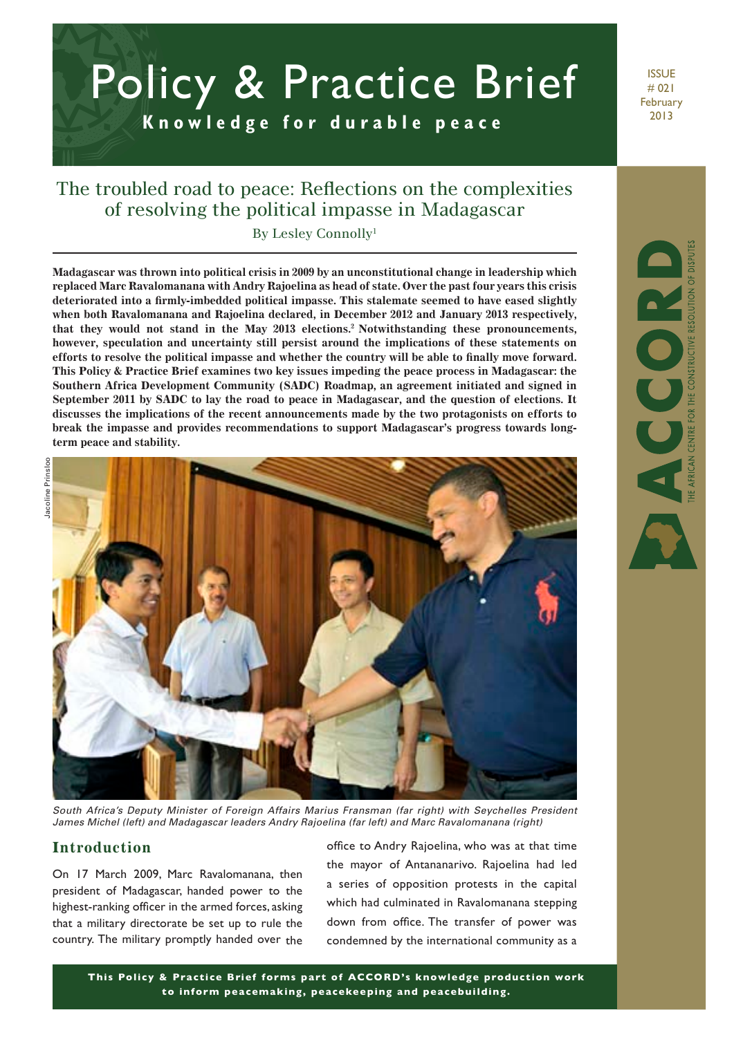# Policy & Practice Brief

**Knowledge for durable peace**

ISSUE # 021 February 2013

## The troubled road to peace: Reflections on the complexities of resolving the political impasse in Madagascar

By Lesley Connolly[1]

**Madagascar was thrown into political crisis in 2009 by an unconstitutional change in leadership which replaced Marc Ravalomanana with Andry Rajoelina as head of state. Over the past four years this crisis deteriorated into a firmly-imbedded political impasse. This stalemate seemed to have eased slightly when both Ravalomanana and Rajoelina declared, in December 2012 and January 2013 respectively, that they would not stand in the May 2013 elections.[2] Notwithstanding these pronouncements, however, speculation and uncertainty still persist around the implications of these statements on efforts to resolve the political impasse and whether the country will be able to finally move forward. This Policy & Practice Brief examines two key issues impeding the peace process in Madagascar: the Southern Africa Development Community (SADC) Roadmap, an agreement initiated and signed in September 2011 by SADC to lay the road to peace in Madagascar, and the question of elections. It discusses the implications of the recent announcements made by the two protagonists on efforts to break the impasse and provides recommendations to support Madagascar's progress towards long-term peace and stability.**

Jacoline Prinsloo

*South Africa's Deputy Minister of Foreign Affairs Marius Fransman (far right) with Seychelles President James Michel (left) and Madagascar leaders Andry Rajoelina (far left) and Marc Ravalomanana (right)*

## Introduction

On 17 March 2009, Marc Ravalomanana, then president of Madagascar, handed power to the highest-ranking officer in the armed forces, asking that a military directorate be set up to rule the country. The military promptly handed over the office to Andry Rajoelina, who was at that time the mayor of Antananarivo. Rajoelina had led a series of opposition protests in the capital which had culminated in Ravalomanana stepping down from office. The transfer of power was condemned by the international community as a

**This Policy & Practice Brief forms part of ACCORD's knowledge production work to inform peacemaking, peacekeeping and peacebuilding.**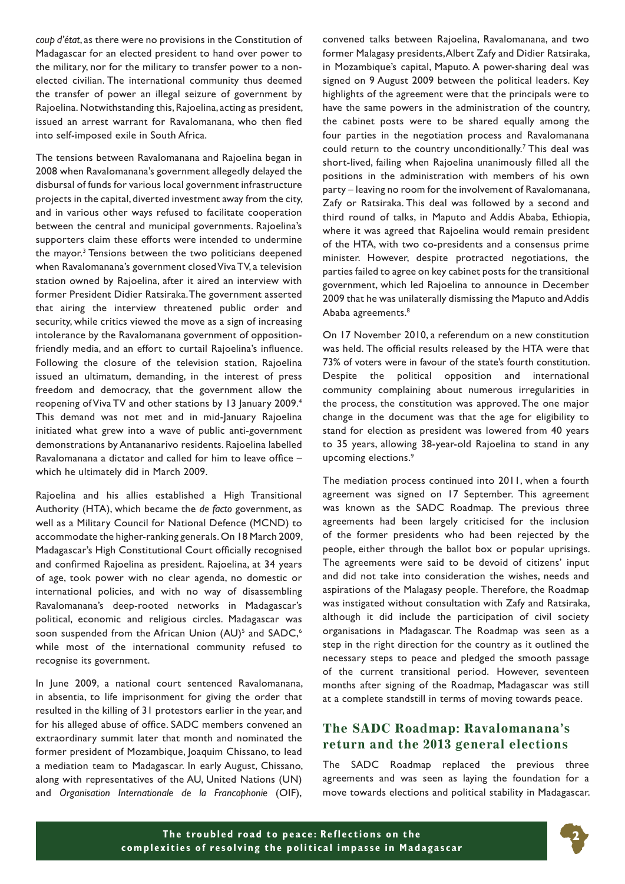*coup d'état*, as there were no provisions in the Constitution of Madagascar for an elected president to hand over power to the military, nor for the military to transfer power to a non-elected civilian. The international community thus deemed the transfer of power an illegal seizure of government by Rajoelina. Notwithstanding this, Rajoelina, acting as president, issued an arrest warrant for Ravalomanana, who then fled into self-imposed exile in South Africa.

The tensions between Ravalomanana and Rajoelina began in 2008 when Ravalomanana's government allegedly delayed the disbursal of funds for various local government infrastructure projects in the capital, diverted investment away from the city, and in various other ways refused to facilitate cooperation between the central and municipal governments. Rajoelina's supporters claim these efforts were intended to undermine the mayor.[3] Tensions between the two politicians deepened when Ravalomanana's government closed Viva TV, a television station owned by Rajoelina, after it aired an interview with former President Didier Ratsiraka. The government asserted that airing the interview threatened public order and security, while critics viewed the move as a sign of increasing intolerance by the Ravalomanana government of opposition-friendly media, and an effort to curtail Rajoelina's influence. Following the closure of the television station, Rajoelina issued an ultimatum, demanding, in the interest of press freedom and democracy, that the government allow the reopening of Viva TV and other stations by 13 January 2009.[4] This demand was not met and in mid-January Rajoelina initiated what grew into a wave of public anti-government demonstrations by Antananarivo residents. Rajoelina labelled Ravalomanana a dictator and called for him to leave office – which he ultimately did in March 2009.

Rajoelina and his allies established a High Transitional Authority (HTA), which became the *de facto* government, as well as a Military Council for National Defence (MCND) to accommodate the higher-ranking generals. On 18 March 2009, Madagascar's High Constitutional Court officially recognised and confirmed Rajoelina as president. Rajoelina, at 34 years of age, took power with no clear agenda, no domestic or international policies, and with no way of disassembling Ravalomanana's deep-rooted networks in Madagascar's political, economic and religious circles. Madagascar was soon suspended from the African Union (AU)[5] and SADC,[6] while most of the international community refused to recognise its government.

In June 2009, a national court sentenced Ravalomanana, in absentia, to life imprisonment for giving the order that resulted in the killing of 31 protestors earlier in the year, and for his alleged abuse of office. SADC members convened an extraordinary summit later that month and nominated the former president of Mozambique, Joaquim Chissano, to lead a mediation team to Madagascar. In early August, Chissano, along with representatives of the AU, United Nations (UN) and *Organisation Internationale de la Francophonie* (OIF), convened talks between Rajoelina, Ravalomanana, and two former Malagasy presidents, Albert Zafy and Didier Ratsiraka, in Mozambique's capital, Maputo. A power-sharing deal was signed on 9 August 2009 between the political leaders. Key highlights of the agreement were that the principals were to have the same powers in the administration of the country, the cabinet posts were to be shared equally among the four parties in the negotiation process and Ravalomanana could return to the country unconditionally.[7] This deal was short-lived, failing when Rajoelina unanimously filled all the positions in the administration with members of his own party – leaving no room for the involvement of Ravalomanana, Zafy or Ratsiraka. This deal was followed by a second and third round of talks, in Maputo and Addis Ababa, Ethiopia, where it was agreed that Rajoelina would remain president of the HTA, with two co-presidents and a consensus prime minister. However, despite protracted negotiations, the parties failed to agree on key cabinet posts for the transitional government, which led Rajoelina to announce in December 2009 that he was unilaterally dismissing the Maputo and Addis Ababa agreements.[8]

On 17 November 2010, a referendum on a new constitution was held. The official results released by the HTA were that 73% of voters were in favour of the state's fourth constitution. Despite the political opposition and international community complaining about numerous irregularities in the process, the constitution was approved. The one major change in the document was that the age for eligibility to stand for election as president was lowered from 40 years to 35 years, allowing 38-year-old Rajoelina to stand in any upcoming elections.[9]

The mediation process continued into 2011, when a fourth agreement was signed on 17 September. This agreement was known as the SADC Roadmap. The previous three agreements had been largely criticised for the inclusion of the former presidents who had been rejected by the people, either through the ballot box or popular uprisings. The agreements were said to be devoid of citizens' input and did not take into consideration the wishes, needs and aspirations of the Malagasy people. Therefore, the Roadmap was instigated without consultation with Zafy and Ratsiraka, although it did include the participation of civil society organisations in Madagascar. The Roadmap was seen as a step in the right direction for the country as it outlined the necessary steps to peace and pledged the smooth passage of the current transitional period. However, seventeen months after signing of the Roadmap, Madagascar was still at a complete standstill in terms of moving towards peace.

## The SADC Roadmap: Ravalomanana's return and the 2013 general elections

The SADC Roadmap replaced the previous three agreements and was seen as laying the foundation for a move towards elections and political stability in Madagascar.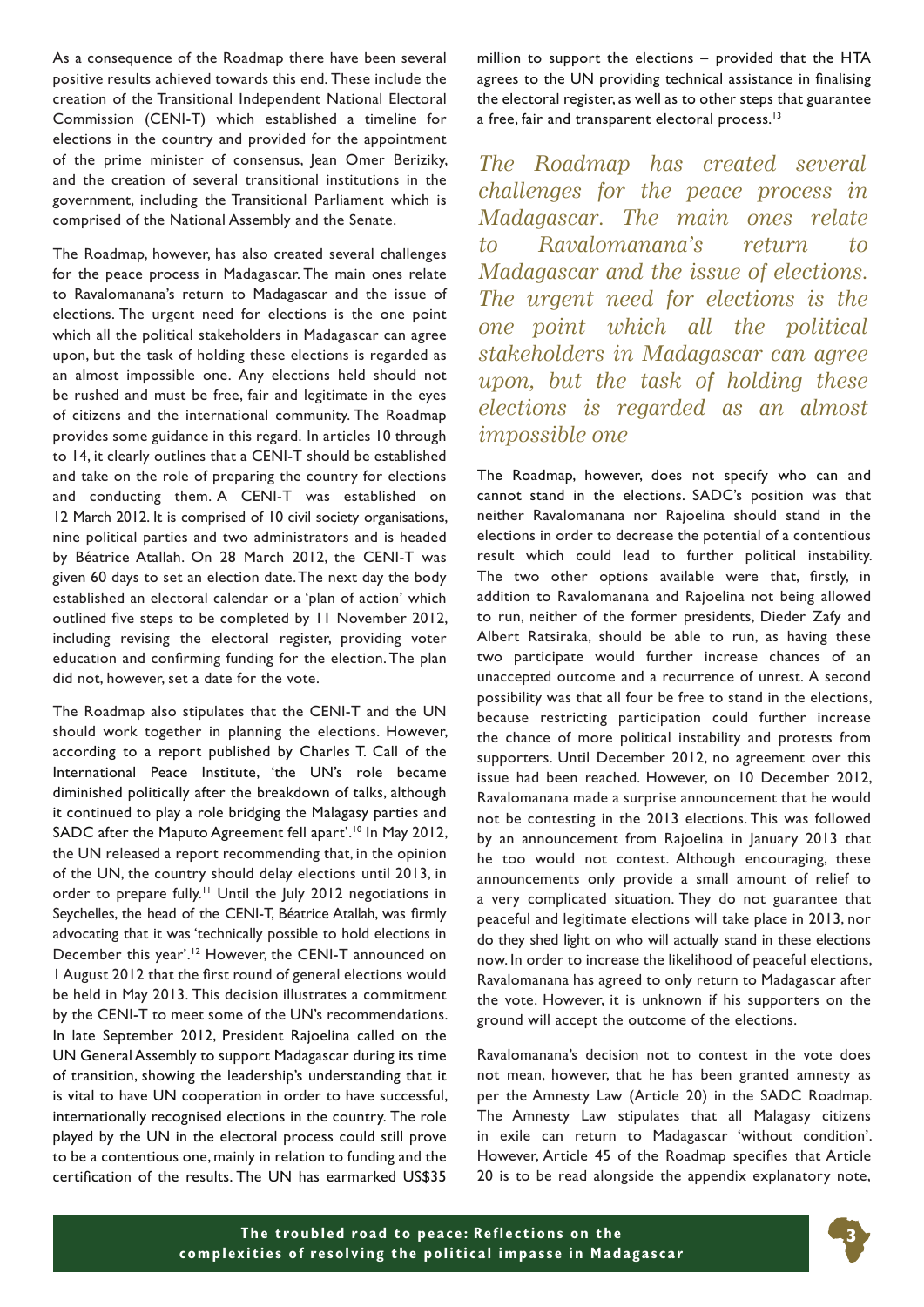As a consequence of the Roadmap there have been several positive results achieved towards this end. These include the creation of the Transitional Independent National Electoral Commission (CENI-T) which established a timeline for elections in the country and provided for the appointment of the prime minister of consensus, Jean Omer Beriziky, and the creation of several transitional institutions in the government, including the Transitional Parliament which is comprised of the National Assembly and the Senate.

The Roadmap, however, has also created several challenges for the peace process in Madagascar. The main ones relate to Ravalomanana's return to Madagascar and the issue of elections. The urgent need for elections is the one point which all the political stakeholders in Madagascar can agree upon, but the task of holding these elections is regarded as an almost impossible one. Any elections held should not be rushed and must be free, fair and legitimate in the eyes of citizens and the international community. The Roadmap provides some guidance in this regard. In articles 10 through to 14, it clearly outlines that a CENI-T should be established and take on the role of preparing the country for elections and conducting them. A CENI-T was established on 12 March 2012. It is comprised of 10 civil society organisations, nine political parties and two administrators and is headed by Béatrice Atallah. On 28 March 2012, the CENI-T was given 60 days to set an election date. The next day the body established an electoral calendar or a 'plan of action' which outlined five steps to be completed by 11 November 2012, including revising the electoral register, providing voter education and confirming funding for the election. The plan did not, however, set a date for the vote.

The Roadmap also stipulates that the CENI-T and the UN should work together in planning the elections. However, according to a report published by Charles T. Call of the International Peace Institute, 'the UN's role became diminished politically after the breakdown of talks, although it continued to play a role bridging the Malagasy parties and SADC after the Maputo Agreement fell apart'.[10] In May 2012, the UN released a report recommending that, in the opinion of the UN, the country should delay elections until 2013, in order to prepare fully.[11] Until the July 2012 negotiations in Seychelles, the head of the CENI-T, Béatrice Atallah, was firmly advocating that it was 'technically possible to hold elections in December this year'.[12] However, the CENI-T announced on 1 August 2012 that the first round of general elections would be held in May 2013. This decision illustrates a commitment by the CENI-T to meet some of the UN's recommendations. In late September 2012, President Rajoelina called on the UN General Assembly to support Madagascar during its time of transition, showing the leadership's understanding that it is vital to have UN cooperation in order to have successful, internationally recognised elections in the country. The role played by the UN in the electoral process could still prove to be a contentious one, mainly in relation to funding and the certification of the results. The UN has earmarked US$35 million to support the elections – provided that the HTA agrees to the UN providing technical assistance in finalising the electoral register, as well as to other steps that guarantee a free, fair and transparent electoral process.[13]

*The Roadmap has created several challenges for the peace process in Madagascar. The main ones relate to Ravalomanana's return to Madagascar and the issue of elections. The urgent need for elections is the one point which all the political stakeholders in Madagascar can agree upon, but the task of holding these elections is regarded as an almost impossible one*

The Roadmap, however, does not specify who can and cannot stand in the elections. SADC's position was that neither Ravalomanana nor Rajoelina should stand in the elections in order to decrease the potential of a contentious result which could lead to further political instability. The two other options available were that, firstly, in addition to Ravalomanana and Rajoelina not being allowed to run, neither of the former presidents, Dieder Zafy and Albert Ratsiraka, should be able to run, as having these two participate would further increase chances of an unaccepted outcome and a recurrence of unrest. A second possibility was that all four be free to stand in the elections, because restricting participation could further increase the chance of more political instability and protests from supporters. Until December 2012, no agreement over this issue had been reached. However, on 10 December 2012, Ravalomanana made a surprise announcement that he would not be contesting in the 2013 elections. This was followed by an announcement from Rajoelina in January 2013 that he too would not contest. Although encouraging, these announcements only provide a small amount of relief to a very complicated situation. They do not guarantee that peaceful and legitimate elections will take place in 2013, nor do they shed light on who will actually stand in these elections now. In order to increase the likelihood of peaceful elections, Ravalomanana has agreed to only return to Madagascar after the vote. However, it is unknown if his supporters on the ground will accept the outcome of the elections.

Ravalomanana's decision not to contest in the vote does not mean, however, that he has been granted amnesty as per the Amnesty Law (Article 20) in the SADC Roadmap. The Amnesty Law stipulates that all Malagasy citizens in exile can return to Madagascar 'without condition'. However, Article 45 of the Roadmap specifies that Article 20 is to be read alongside the appendix explanatory note,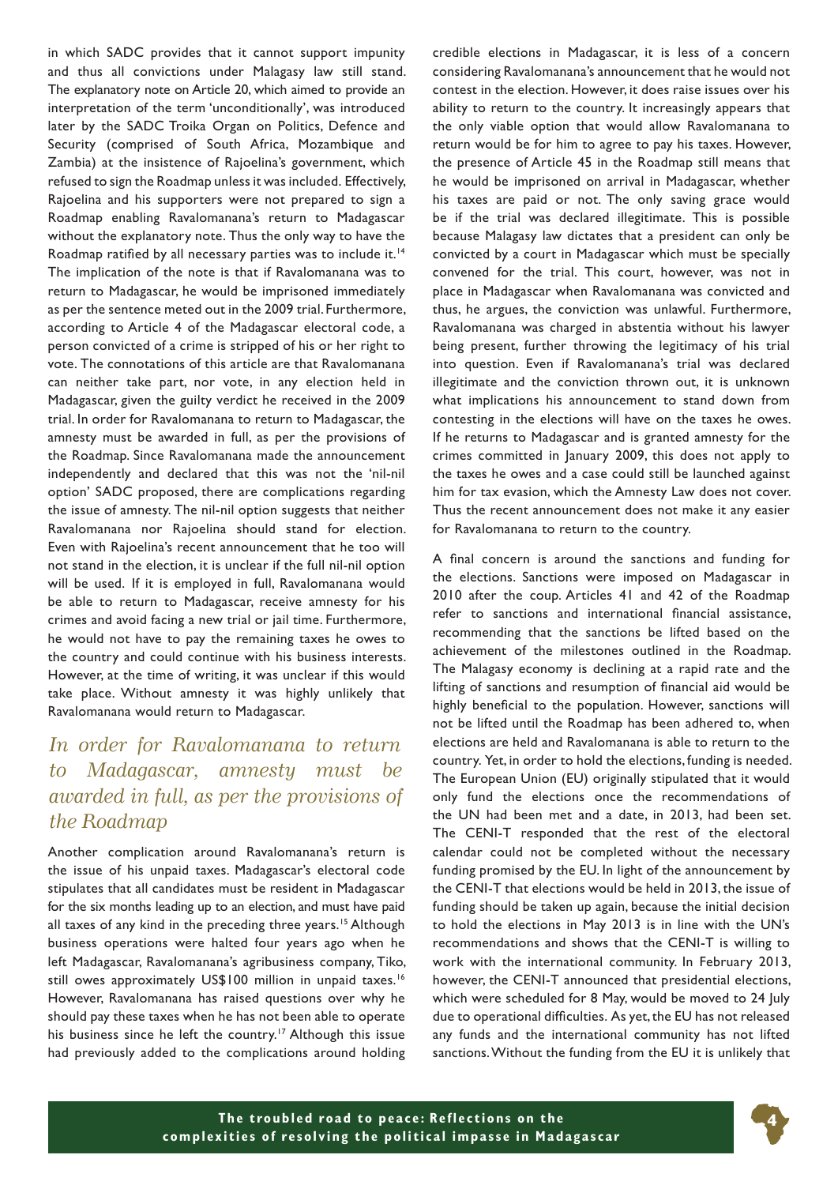in which SADC provides that it cannot support impunity and thus all convictions under Malagasy law still stand. The explanatory note on Article 20, which aimed to provide an interpretation of the term 'unconditionally', was introduced later by the SADC Troika Organ on Politics, Defence and Security (comprised of South Africa, Mozambique and Zambia) at the insistence of Rajoelina's government, which refused to sign the Roadmap unless it was included. Effectively, Rajoelina and his supporters were not prepared to sign a Roadmap enabling Ravalomanana's return to Madagascar without the explanatory note. Thus the only way to have the Roadmap ratified by all necessary parties was to include it.[14] The implication of the note is that if Ravalomanana was to return to Madagascar, he would be imprisoned immediately as per the sentence meted out in the 2009 trial. Furthermore, according to Article 4 of the Madagascar electoral code, a person convicted of a crime is stripped of his or her right to vote. The connotations of this article are that Ravalomanana can neither take part, nor vote, in any election held in Madagascar, given the guilty verdict he received in the 2009 trial. In order for Ravalomanana to return to Madagascar, the amnesty must be awarded in full, as per the provisions of the Roadmap. Since Ravalomanana made the announcement independently and declared that this was not the 'nil-nil option' SADC proposed, there are complications regarding the issue of amnesty. The nil-nil option suggests that neither Ravalomanana nor Rajoelina should stand for election. Even with Rajoelina's recent announcement that he too will not stand in the election, it is unclear if the full nil-nil option will be used. If it is employed in full, Ravalomanana would be able to return to Madagascar, receive amnesty for his crimes and avoid facing a new trial or jail time. Furthermore, he would not have to pay the remaining taxes he owes to the country and could continue with his business interests. However, at the time of writing, it was unclear if this would take place. Without amnesty it was highly unlikely that Ravalomanana would return to Madagascar.

*In order for Ravalomanana to return to Madagascar, amnesty must be awarded in full, as per the provisions of the Roadmap*

Another complication around Ravalomanana's return is the issue of his unpaid taxes. Madagascar's electoral code stipulates that all candidates must be resident in Madagascar for the six months leading up to an election, and must have paid all taxes of any kind in the preceding three years.[15] Although business operations were halted four years ago when he left Madagascar, Ravalomanana's agribusiness company, Tiko, still owes approximately US$100 million in unpaid taxes.[16] However, Ravalomanana has raised questions over why he should pay these taxes when he has not been able to operate his business since he left the country.[17] Although this issue had previously added to the complications around holding credible elections in Madagascar, it is less of a concern considering Ravalomanana's announcement that he would not contest in the election. However, it does raise issues over his ability to return to the country. It increasingly appears that the only viable option that would allow Ravalomanana to return would be for him to agree to pay his taxes. However, the presence of Article 45 in the Roadmap still means that he would be imprisoned on arrival in Madagascar, whether his taxes are paid or not. The only saving grace would be if the trial was declared illegitimate. This is possible because Malagasy law dictates that a president can only be convicted by a court in Madagascar which must be specially convened for the trial. This court, however, was not in place in Madagascar when Ravalomanana was convicted and thus, he argues, the conviction was unlawful. Furthermore, Ravalomanana was charged in abstentia without his lawyer being present, further throwing the legitimacy of his trial into question. Even if Ravalomanana's trial was declared illegitimate and the conviction thrown out, it is unknown what implications his announcement to stand down from contesting in the elections will have on the taxes he owes. If he returns to Madagascar and is granted amnesty for the crimes committed in January 2009, this does not apply to the taxes he owes and a case could still be launched against him for tax evasion, which the Amnesty Law does not cover. Thus the recent announcement does not make it any easier for Ravalomanana to return to the country.

A final concern is around the sanctions and funding for the elections. Sanctions were imposed on Madagascar in 2010 after the coup. Articles 41 and 42 of the Roadmap refer to sanctions and international financial assistance, recommending that the sanctions be lifted based on the achievement of the milestones outlined in the Roadmap. The Malagasy economy is declining at a rapid rate and the lifting of sanctions and resumption of financial aid would be highly beneficial to the population. However, sanctions will not be lifted until the Roadmap has been adhered to, when elections are held and Ravalomanana is able to return to the country. Yet, in order to hold the elections, funding is needed. The European Union (EU) originally stipulated that it would only fund the elections once the recommendations of the UN had been met and a date, in 2013, had been set. The CENI-T responded that the rest of the electoral calendar could not be completed without the necessary funding promised by the EU. In light of the announcement by the CENI-T that elections would be held in 2013, the issue of funding should be taken up again, because the initial decision to hold the elections in May 2013 is in line with the UN's recommendations and shows that the CENI-T is willing to work with the international community. In February 2013, however, the CENI-T announced that presidential elections, which were scheduled for 8 May, would be moved to 24 July due to operational difficulties. As yet, the EU has not released any funds and the international community has not lifted sanctions. Without the funding from the EU it is unlikely that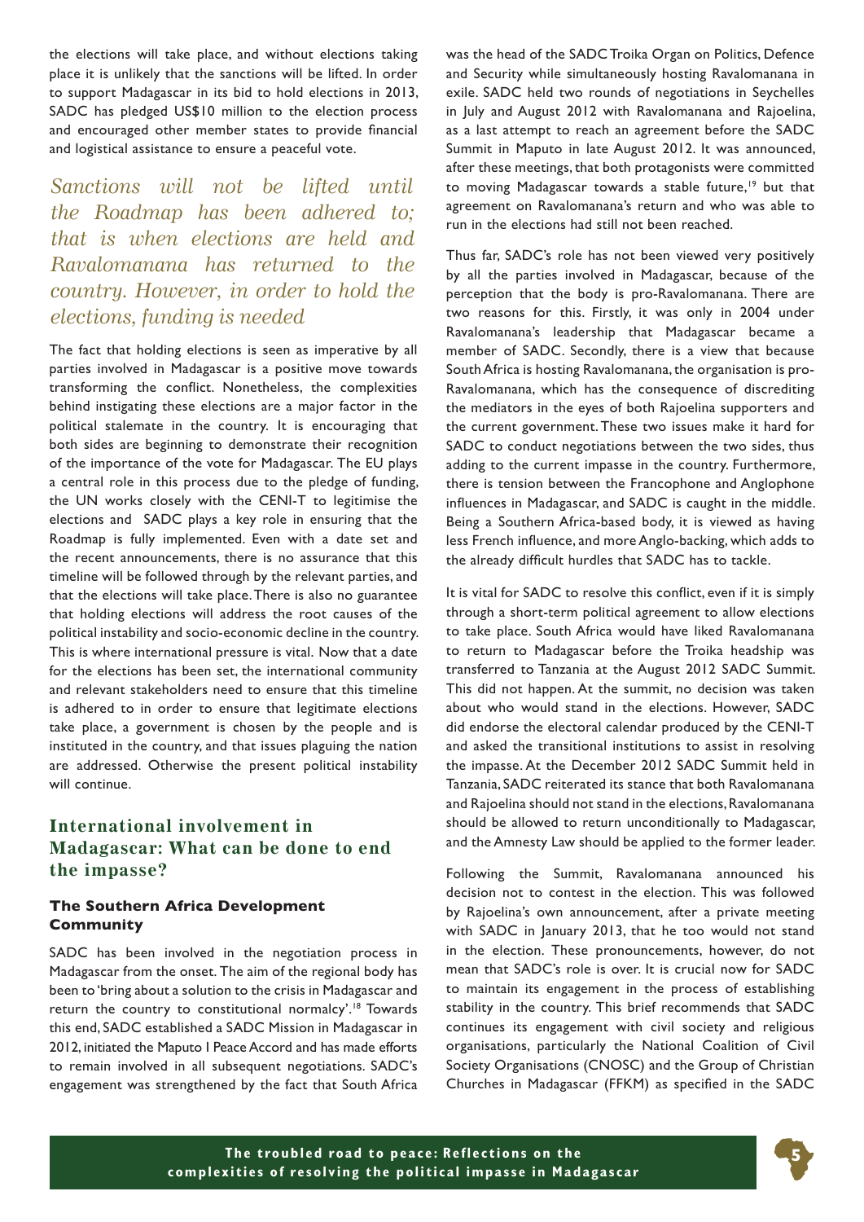the elections will take place, and without elections taking place it is unlikely that the sanctions will be lifted. In order to support Madagascar in its bid to hold elections in 2013, SADC has pledged US$10 million to the election process and encouraged other member states to provide financial and logistical assistance to ensure a peaceful vote.

*Sanctions will not be lifted until the Roadmap has been adhered to; that is when elections are held and Ravalomanana has returned to the country. However, in order to hold the elections, funding is needed*

The fact that holding elections is seen as imperative by all parties involved in Madagascar is a positive move towards transforming the conflict. Nonetheless, the complexities behind instigating these elections are a major factor in the political stalemate in the country. It is encouraging that both sides are beginning to demonstrate their recognition of the importance of the vote for Madagascar. The EU plays a central role in this process due to the pledge of funding, the UN works closely with the CENI-T to legitimise the elections and SADC plays a key role in ensuring that the Roadmap is fully implemented. Even with a date set and the recent announcements, there is no assurance that this timeline will be followed through by the relevant parties, and that the elections will take place. There is also no guarantee that holding elections will address the root causes of the political instability and socio-economic decline in the country. This is where international pressure is vital. Now that a date for the elections has been set, the international community and relevant stakeholders need to ensure that this timeline is adhered to in order to ensure that legitimate elections take place, a government is chosen by the people and is instituted in the country, and that issues plaguing the nation are addressed. Otherwise the present political instability will continue.

## International involvement in Madagascar: What can be done to end the impasse?

### The Southern Africa Development Community

SADC has been involved in the negotiation process in Madagascar from the onset. The aim of the regional body has been to 'bring about a solution to the crisis in Madagascar and return the country to constitutional normalcy'.[18] Towards this end, SADC established a SADC Mission in Madagascar in 2012, initiated the Maputo I Peace Accord and has made efforts to remain involved in all subsequent negotiations. SADC's engagement was strengthened by the fact that South Africa was the head of the SADC Troika Organ on Politics, Defence and Security while simultaneously hosting Ravalomanana in exile. SADC held two rounds of negotiations in Seychelles in July and August 2012 with Ravalomanana and Rajoelina, as a last attempt to reach an agreement before the SADC Summit in Maputo in late August 2012. It was announced, after these meetings, that both protagonists were committed to moving Madagascar towards a stable future,[19] but that agreement on Ravalomanana's return and who was able to run in the elections had still not been reached.

Thus far, SADC's role has not been viewed very positively by all the parties involved in Madagascar, because of the perception that the body is pro-Ravalomanana. There are two reasons for this. Firstly, it was only in 2004 under Ravalomanana's leadership that Madagascar became a member of SADC. Secondly, there is a view that because South Africa is hosting Ravalomanana, the organisation is pro-Ravalomanana, which has the consequence of discrediting the mediators in the eyes of both Rajoelina supporters and the current government. These two issues make it hard for SADC to conduct negotiations between the two sides, thus adding to the current impasse in the country. Furthermore, there is tension between the Francophone and Anglophone influences in Madagascar, and SADC is caught in the middle. Being a Southern Africa-based body, it is viewed as having less French influence, and more Anglo-backing, which adds to the already difficult hurdles that SADC has to tackle.

It is vital for SADC to resolve this conflict, even if it is simply through a short-term political agreement to allow elections to take place. South Africa would have liked Ravalomanana to return to Madagascar before the Troika headship was transferred to Tanzania at the August 2012 SADC Summit. This did not happen. At the summit, no decision was taken about who would stand in the elections. However, SADC did endorse the electoral calendar produced by the CENI-T and asked the transitional institutions to assist in resolving the impasse. At the December 2012 SADC Summit held in Tanzania, SADC reiterated its stance that both Ravalomanana and Rajoelina should not stand in the elections, Ravalomanana should be allowed to return unconditionally to Madagascar, and the Amnesty Law should be applied to the former leader.

Following the Summit, Ravalomanana announced his decision not to contest in the election. This was followed by Rajoelina's own announcement, after a private meeting with SADC in January 2013, that he too would not stand in the election. These pronouncements, however, do not mean that SADC's role is over. It is crucial now for SADC to maintain its engagement in the process of establishing stability in the country. This brief recommends that SADC continues its engagement with civil society and religious organisations, particularly the National Coalition of Civil Society Organisations (CNOSC) and the Group of Christian Churches in Madagascar (FFKM) as specified in the SADC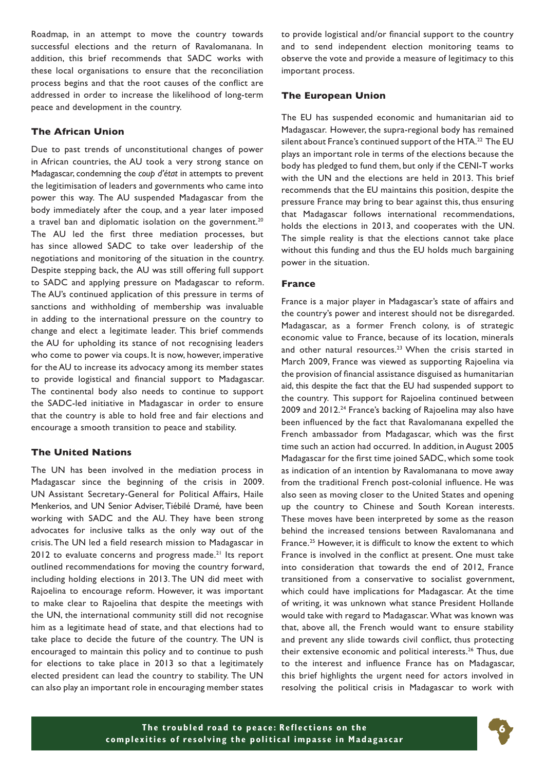Roadmap, in an attempt to move the country towards successful elections and the return of Ravalomanana. In addition, this brief recommends that SADC works with these local organisations to ensure that the reconciliation process begins and that the root causes of the conflict are addressed in order to increase the likelihood of long-term peace and development in the country.

### The African Union

Due to past trends of unconstitutional changes of power in African countries, the AU took a very strong stance on Madagascar, condemning the *coup d'état* in attempts to prevent the legitimisation of leaders and governments who came into power this way. The AU suspended Madagascar from the body immediately after the coup, and a year later imposed a travel ban and diplomatic isolation on the government.[20] The AU led the first three mediation processes, but has since allowed SADC to take over leadership of the negotiations and monitoring of the situation in the country. Despite stepping back, the AU was still offering full support to SADC and applying pressure on Madagascar to reform. The AU's continued application of this pressure in terms of sanctions and withholding of membership was invaluable in adding to the international pressure on the country to change and elect a legitimate leader. This brief commends the AU for upholding its stance of not recognising leaders who come to power via coups. It is now, however, imperative for the AU to increase its advocacy among its member states to provide logistical and financial support to Madagascar. The continental body also needs to continue to support the SADC-led initiative in Madagascar in order to ensure that the country is able to hold free and fair elections and encourage a smooth transition to peace and stability.

### The United Nations

The UN has been involved in the mediation process in Madagascar since the beginning of the crisis in 2009. UN Assistant Secretary-General for Political Affairs, Haile Menkerios, and UN Senior Adviser, Tiébilé Dramé*,* have been working with SADC and the AU. They have been strong advocates for inclusive talks as the only way out of the crisis. The UN led a field research mission to Madagascar in 2012 to evaluate concerns and progress made.[21] Its report outlined recommendations for moving the country forward, including holding elections in 2013. The UN did meet with Rajoelina to encourage reform. However, it was important to make clear to Rajoelina that despite the meetings with the UN, the international community still did not recognise him as a legitimate head of state, and that elections had to take place to decide the future of the country. The UN is encouraged to maintain this policy and to continue to push for elections to take place in 2013 so that a legitimately elected president can lead the country to stability. The UN can also play an important role in encouraging member states to provide logistical and/or financial support to the country and to send independent election monitoring teams to observe the vote and provide a measure of legitimacy to this important process.

### The European Union

The EU has suspended economic and humanitarian aid to Madagascar. However, the supra-regional body has remained silent about France's continued support of the HTA.[22] The EU plays an important role in terms of the elections because the body has pledged to fund them, but only if the CENI-T works with the UN and the elections are held in 2013. This brief recommends that the EU maintains this position, despite the pressure France may bring to bear against this, thus ensuring that Madagascar follows international recommendations, holds the elections in 2013, and cooperates with the UN. The simple reality is that the elections cannot take place without this funding and thus the EU holds much bargaining power in the situation.

### France

France is a major player in Madagascar's state of affairs and the country's power and interest should not be disregarded. Madagascar, as a former French colony, is of strategic economic value to France, because of its location, minerals and other natural resources.[23] When the crisis started in March 2009, France was viewed as supporting Rajoelina via the provision of financial assistance disguised as humanitarian aid, this despite the fact that the EU had suspended support to the country. This support for Rajoelina continued between 2009 and 2012.[24] France's backing of Rajoelina may also have been influenced by the fact that Ravalomanana expelled the French ambassador from Madagascar, which was the first time such an action had occurred. In addition, in August 2005 Madagascar for the first time joined SADC, which some took as indication of an intention by Ravalomanana to move away from the traditional French post-colonial influence. He was also seen as moving closer to the United States and opening up the country to Chinese and South Korean interests. These moves have been interpreted by some as the reason behind the increased tensions between Ravalomanana and France.[25] However, it is difficult to know the extent to which France is involved in the conflict at present. One must take into consideration that towards the end of 2012, France transitioned from a conservative to socialist government, which could have implications for Madagascar. At the time of writing, it was unknown what stance President Hollande would take with regard to Madagascar. What was known was that, above all, the French would want to ensure stability and prevent any slide towards civil conflict, thus protecting their extensive economic and political interests.[26] Thus, due to the interest and influence France has on Madagascar, this brief highlights the urgent need for actors involved in resolving the political crisis in Madagascar to work with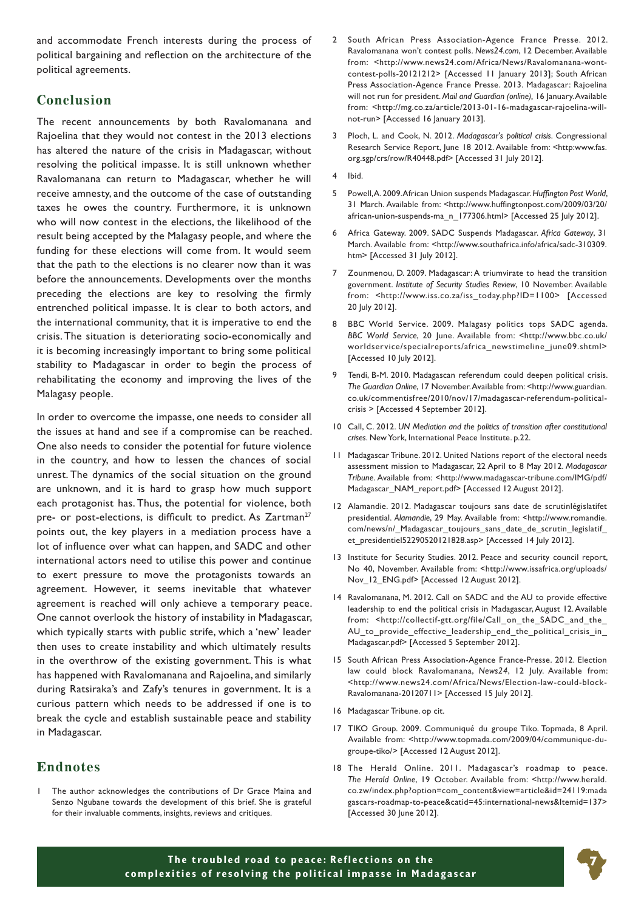and accommodate French interests during the process of political bargaining and reflection on the architecture of the political agreements.

## Conclusion

The recent announcements by both Ravalomanana and Rajoelina that they would not contest in the 2013 elections has altered the nature of the crisis in Madagascar, without resolving the political impasse. It is still unknown whether Ravalomanana can return to Madagascar, whether he will receive amnesty, and the outcome of the case of outstanding taxes he owes the country. Furthermore, it is unknown who will now contest in the elections, the likelihood of the result being accepted by the Malagasy people, and where the funding for these elections will come from. It would seem that the path to the elections is no clearer now than it was before the announcements. Developments over the months preceding the elections are key to resolving the firmly entrenched political impasse. It is clear to both actors, and the international community, that it is imperative to end the crisis. The situation is deteriorating socio-economically and it is becoming increasingly important to bring some political stability to Madagascar in order to begin the process of rehabilitating the economy and improving the lives of the Malagasy people.

In order to overcome the impasse, one needs to consider all the issues at hand and see if a compromise can be reached. One also needs to consider the potential for future violence in the country, and how to lessen the chances of social unrest. The dynamics of the social situation on the ground are unknown, and it is hard to grasp how much support each protagonist has. Thus, the potential for violence, both pre- or post-elections, is difficult to predict. As Zartman[27] points out, the key players in a mediation process have a lot of influence over what can happen, and SADC and other international actors need to utilise this power and continue to exert pressure to move the protagonists towards an agreement. However, it seems inevitable that whatever agreement is reached will only achieve a temporary peace. One cannot overlook the history of instability in Madagascar, which typically starts with public strife, which a 'new' leader then uses to create instability and which ultimately results in the overthrow of the existing government. This is what has happened with Ravalomanana and Rajoelina, and similarly during Ratsiraka's and Zafy's tenures in government. It is a curious pattern which needs to be addressed if one is to break the cycle and establish sustainable peace and stability in Madagascar.

## Endnotes

1 The author acknowledges the contributions of Dr Grace Maina and Senzo Ngubane towards the development of this brief. She is grateful for their invaluable comments, insights, reviews and critiques.

2 South African Press Association-Agence France Presse. 2012. Ravalomanana won't contest polls. *News24.com*, 12 December. Available from: <http://www.news24.com/Africa/News/Ravalomanana-wont-contest-polls-20121212> [Accessed 11 January 2013]; South African Press Association-Agence France Presse. 2013. Madagascar: Rajoelina will not run for president. *Mail and Guardian (online)*, 16 January. Available from: <http://mg.co.za/article/2013-01-16-madagascar-rajoelina-will-not-run> [Accessed 16 January 2013].

3 Ploch, L. and Cook, N. 2012. *Madagascar's political crisis*. Congressional Research Service Report, June 18 2012. Available from: <http:www.fas.org.sgp/crs/row/R40448.pdf> [Accessed 31 July 2012].

4 Ibid.

5 Powell, A. 2009. African Union suspends Madagascar. *Huffington Post World*, 31 March. Available from: <http://www.huffingtonpost.com/2009/03/20/african-union-suspends-ma_n_177306.html> [Accessed 25 July 2012].

6 Africa Gateway. 2009. SADC Suspends Madagascar. *Africa Gateway*, 31 March. Available from: <http://www.southafrica.info/africa/sadc-310309.htm> [Accessed 31 July 2012].

7 Zounmenou, D. 2009. Madagascar: A triumvirate to head the transition government. *Institute of Security Studies Review*, 10 November. Available from: <http://www.iss.co.za/iss_today.php?ID=1100> [Accessed 20 July 2012].

8 BBC World Service. 2009. Malagasy politics tops SADC agenda. *BBC World Service*, 20 June. Available from: <http://www.bbc.co.uk/worldservice/specialreports/africa_newstimeline_june09.shtml> [Accessed 10 July 2012].

9 Tendi, B-M. 2010. Madagascan referendum could deepen political crisis. *The Guardian Online*, 17 November. Available from: <http://www.guardian.co.uk/commentisfree/2010/nov/17/madagascar-referendum-political-crisis > [Accessed 4 September 2012].

10 Call, C. 2012. *UN Mediation and the politics of transition after constitutional crises*. New York, International Peace Institute. p.22.

11 Madagascar Tribune. 2012. United Nations report of the electoral needs assessment mission to Madagascar, 22 April to 8 May 2012. *Madagascar Tribune*. Available from: <http://www.madagascar-tribune.com/IMG/pdf/Madagascar_NAM_report.pdf> [Accessed 12 August 2012].

12 Alamandie. 2012. Madagascar toujours sans date de scrutinlégislatifet presidential. *Alamandie*, 29 May. Available from: <http://www.romandie.com/news/n/_Madagascar_toujours_sans_date_de_scrutin_legislatif_et_presidentiel52290520121828.asp> [Accessed 14 July 2012].

13 Institute for Security Studies. 2012. Peace and security council report, No 40, November. Available from: <http://www.issafrica.org/uploads/Nov_12_ENG.pdf> [Accessed 12 August 2012].

14 Ravalomanana, M. 2012. Call on SADC and the AU to provide effective leadership to end the political crisis in Madagascar, August 12. Available from: <http://collectif-gtt.org/file/Call_on_the_SADC_and_the_AU_to_provide_effective_leadership_end_the_political_crisis_in_Madagascar.pdf> [Accessed 5 September 2012].

15 South African Press Association-Agence France-Presse. 2012. Election law could block Ravalomanana, *News24*, 12 July. Available from: <http://www.news24.com/Africa/News/Election-law-could-block-Ravalomanana-20120711> [Accessed 15 July 2012].

16 Madagascar Tribune. op cit.

17 TIKO Group. 2009. Communiqué du groupe Tiko. Topmada, 8 April. Available from: <http://www.topmada.com/2009/04/communique-du-groupe-tiko/> [Accessed 12 August 2012].

18 The Herald Online. 2011. Madagascar's roadmap to peace. *The Herald Online*, 19 October. Available from: <http://www.herald.co.zw/index.php?option=com_content&view=article&id=24119:madagascars-roadmap-to-peace&catid=45:international-news&Itemid=137> [Accessed 30 June 2012].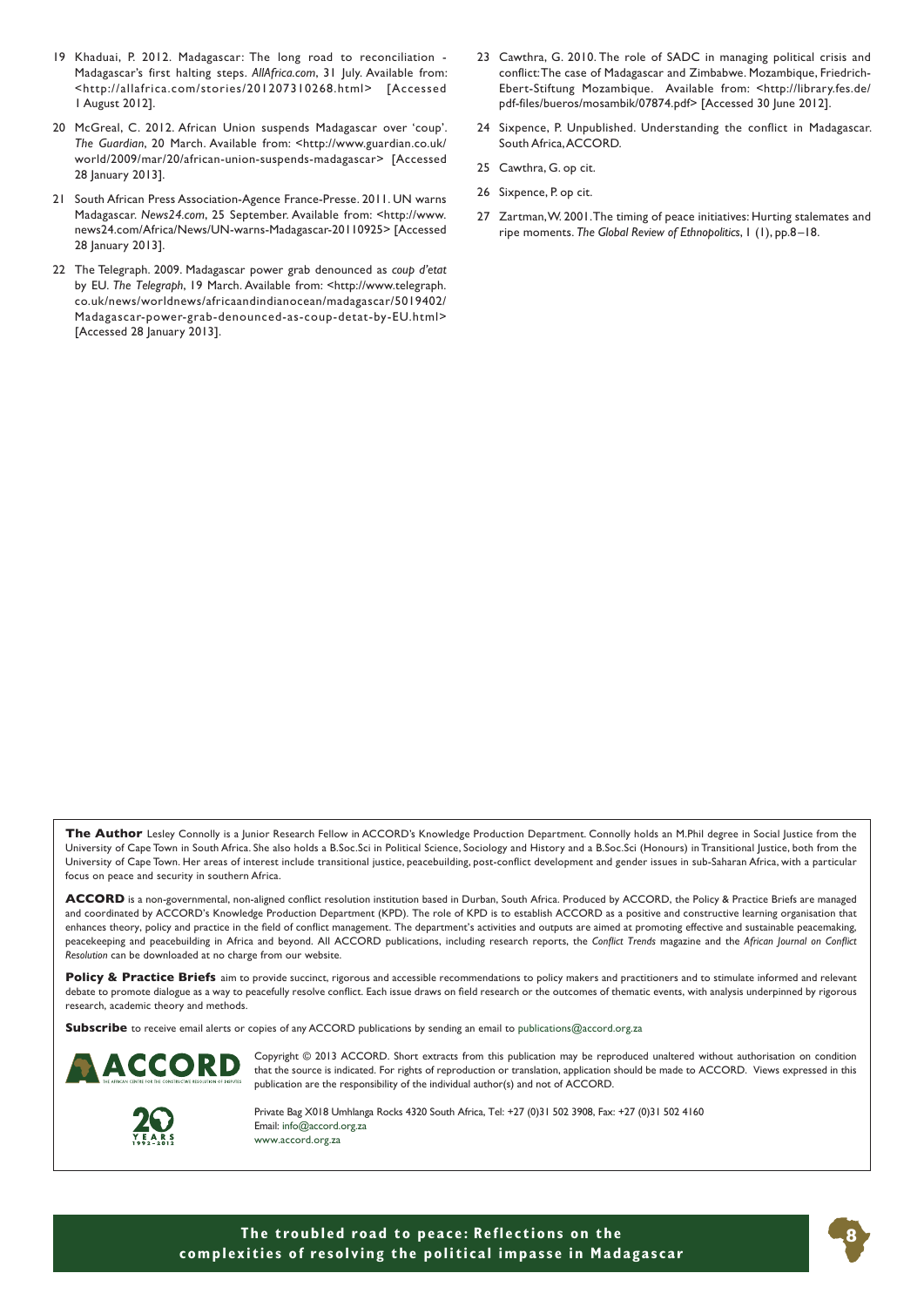19 Khaduai, P. 2012. Madagascar: The long road to reconciliation - Madagascar's first halting steps. *AllAfrica.com*, 31 July. Available from: <http://allafrica.com/stories/201207310268.html> [Accessed 1 August 2012].

20 McGreal, C. 2012. African Union suspends Madagascar over 'coup'. *The Guardian*, 20 March. Available from: <http://www.guardian.co.uk/world/2009/mar/20/african-union-suspends-madagascar> [Accessed 28 January 2013].

21 South African Press Association-Agence France-Presse. 2011. UN warns Madagascar. *News24.com*, 25 September. Available from: <http://www.news24.com/Africa/News/UN-warns-Madagascar-20110925> [Accessed 28 January 2013].

22 The Telegraph. 2009. Madagascar power grab denounced as *coup d'etat* by EU. *The Telegraph*, 19 March. Available from: <http://www.telegraph.co.uk/news/worldnews/africaandindianocean/madagascar/5019402/Madagascar-power-grab-denounced-as-coup-detat-by-EU.html> [Accessed 28 January 2013].

23 Cawthra, G. 2010. The role of SADC in managing political crisis and conflict: The case of Madagascar and Zimbabwe. Mozambique, Friedrich-Ebert-Stiftung Mozambique. Available from: <http://library.fes.de/pdf-files/bueros/mosambik/07874.pdf> [Accessed 30 June 2012].

24 Sixpence, P. Unpublished. Understanding the conflict in Madagascar. South Africa, ACCORD.

25 Cawthra, G. op cit.

26 Sixpence, P. op cit.

27 Zartman, W. 2001. The timing of peace initiatives: Hurting stalemates and ripe moments. *The Global Review of Ethnopolitics*, 1 (1), pp.8–18.

**The Author** Lesley Connolly is a Junior Research Fellow in ACCORD's Knowledge Production Department. Connolly holds an M.Phil degree in Social Justice from the University of Cape Town in South Africa. She also holds a B.Soc.Sci in Political Science, Sociology and History and a B.Soc.Sci (Honours) in Transitional Justice, both from the University of Cape Town. Her areas of interest include transitional justice, peacebuilding, post-conflict development and gender issues in sub-Saharan Africa, with a particular focus on peace and security in southern Africa.

**ACCORD** is a non-governmental, non-aligned conflict resolution institution based in Durban, South Africa. Produced by ACCORD, the Policy & Practice Briefs are managed and coordinated by ACCORD's Knowledge Production Department (KPD). The role of KPD is to establish ACCORD as a positive and constructive learning organisation that enhances theory, policy and practice in the field of conflict management. The department's activities and outputs are aimed at promoting effective and sustainable peacemaking, peacekeeping and peacebuilding in Africa and beyond. All ACCORD publications, including research reports, the *Conflict Trends* magazine and the *African Journal on Conflict Resolution* can be downloaded at no charge from our website.

**Policy & Practice Briefs** aim to provide succinct, rigorous and accessible recommendations to policy makers and practitioners and to stimulate informed and relevant debate to promote dialogue as a way to peacefully resolve conflict. Each issue draws on field research or the outcomes of thematic events, with analysis underpinned by rigorous research, academic theory and methods.

**Subscribe** to receive email alerts or copies of any ACCORD publications by sending an email to publications@accord.org.za

Copyright © 2013 ACCORD. Short extracts from this publication may be reproduced unaltered without authorisation on condition that the source is indicated. For rights of reproduction or translation, application should be made to ACCORD. Views expressed in this publication are the responsibility of the individual author(s) and not of ACCORD.

Private Bag X018 Umhlanga Rocks 4320 South Africa, Tel: +27 (0)31 502 3908, Fax: +27 (0)31 502 4160
Email: info@accord.org.za
www.accord.org.za